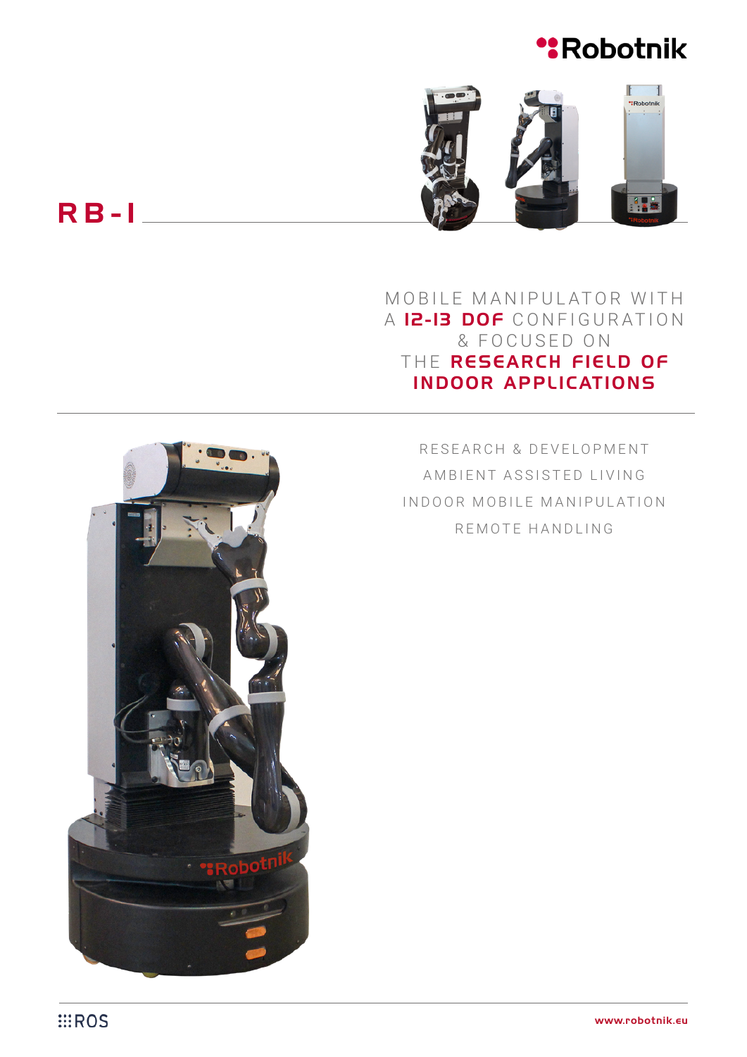# RB-1

MOBILE MANIPULATOR WITH A **12-13 DOF** CONFIGURATION & FOCUSED ON THE **RESEARCH FIELD OF INDOOR APPLICATIONS**

RESEARCH & DEVELOPMENT

AMBIENT ASSISTED LIVING

INDOOR MOBILE MANIPULATION

REMOTE HANDLING

ROS

www.robotnik.eu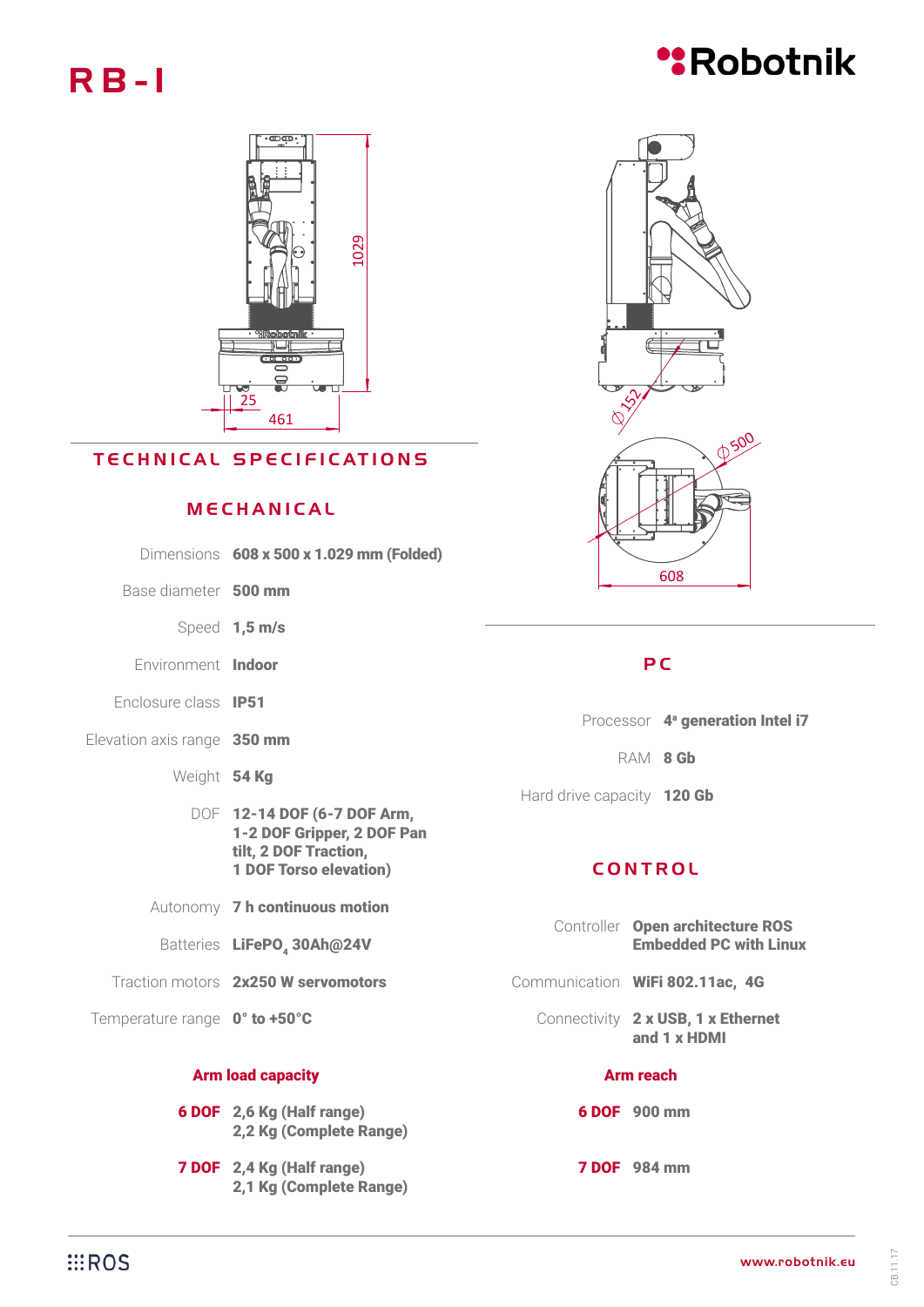# RB-1

**Robotnik**

1029

25

461

∅ 152

∅ 500

608

## TECHNICAL SPECIFICATIONS

### MECHANICAL

| | |
|---|---|
| Dimensions | **608 x 500 x 1.029 mm (Folded)** |
| Base diameter | **500 mm** |
| Speed | **1,5 m/s** |
| Environment | **Indoor** |
| Enclosure class | **IP51** |
| Elevation axis range | **350 mm** |
| Weight | **54 Kg** |
| DOF | **12-14 DOF (6-7 DOF Arm, 1-2 DOF Gripper, 2 DOF Pan tilt, 2 DOF Traction, 1 DOF Torso elevation)** |
| Autonomy | **7 h continuous motion** |
| Batteries | **$LiFePO_4$ 30Ah@24V** |
| Traction motors | **2x250 W servomotors** |
| Temperature range | **0° to +50°C** |

#### Arm load capacity

| | |
|---|---|
| 6 DOF | **2,6 Kg (Half range)** **2,2 Kg (Complete Range)** |
| 7 DOF | **2,4 Kg (Half range)** **2,1 Kg (Complete Range)** |

### PC

| | |
|---|---|
| Processor | **4ª generation Intel i7** |
| RAM | **8 Gb** |
| Hard drive capacity | **120 Gb** |

### CONTROL

| | |
|---|---|
| Controller | **Open architecture ROS Embedded PC with Linux** |
| Communication | **WiFi 802.11ac, 4G** |
| Connectivity | **2 x USB, 1 x Ethernet and 1 x HDMI** |

#### Arm reach

| | |
|---|---|
| 6 DOF | **900 mm** |
| 7 DOF | **984 mm** |

ROS

www.robotnik.eu